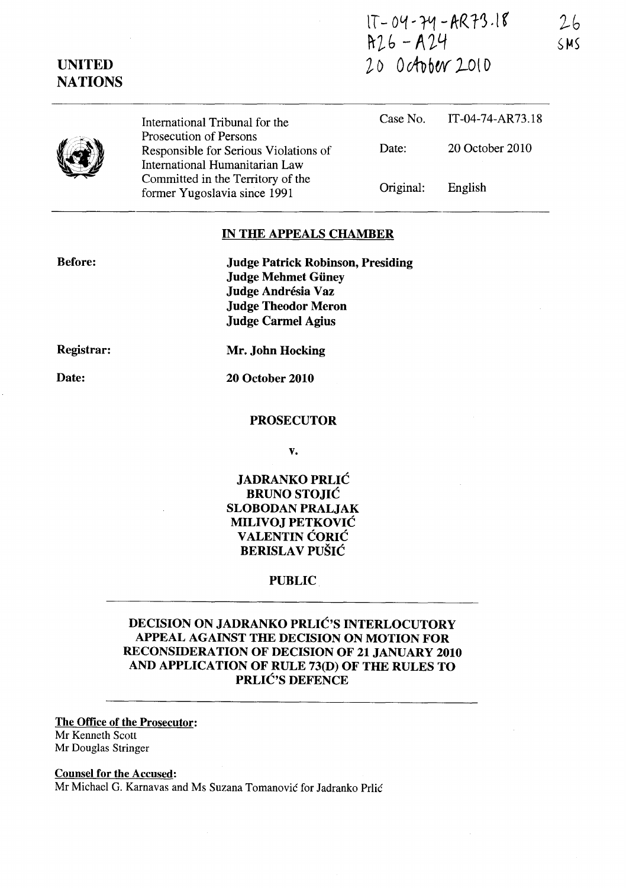IT-04-74-AR73.18
A26 - A24
20 October 2010

26
SMS

**UNITED NATIONS**

| | | |
|---|---|---|
| International Tribunal for the Prosecution of Persons Responsible for Serious Violations of International Humanitarian Law Committed in the Territory of the former Yugoslavia since 1991 | Case No. | IT-04-74-AR73.18 |
| | Date: | 20 October 2010 |
| | Original: | English |

## IN THE APPEALS CHAMBER

**Before:**

**Judge Patrick Robinson, Presiding**
**Judge Mehmet Güney**
**Judge Andrésia Vaz**
**Judge Theodor Meron**
**Judge Carmel Agius**

**Registrar:** **Mr. John Hocking**

**Date:** **20 October 2010**

**PROSECUTOR**

**v.**

**JADRANKO PRLIĆ**
**BRUNO STOJIĆ**
**SLOBODAN PRALJAK**
**MILIVOJ PETKOVIĆ**
**VALENTIN ĆORIĆ**
**BERISLAV PUŠIĆ**

**PUBLIC**

# DECISION ON JADRANKO PRLIĆ'S INTERLOCUTORY APPEAL AGAINST THE DECISION ON MOTION FOR RECONSIDERATION OF DECISION OF 21 JANUARY 2010 AND APPLICATION OF RULE 73(D) OF THE RULES TO PRLIĆ'S DEFENCE

**The Office of the Prosecutor:**
Mr Kenneth Scott
Mr Douglas Stringer

**Counsel for the Accused:**
Mr Michael G. Karnavas and Ms Suzana Tomanović for Jadranko Prlić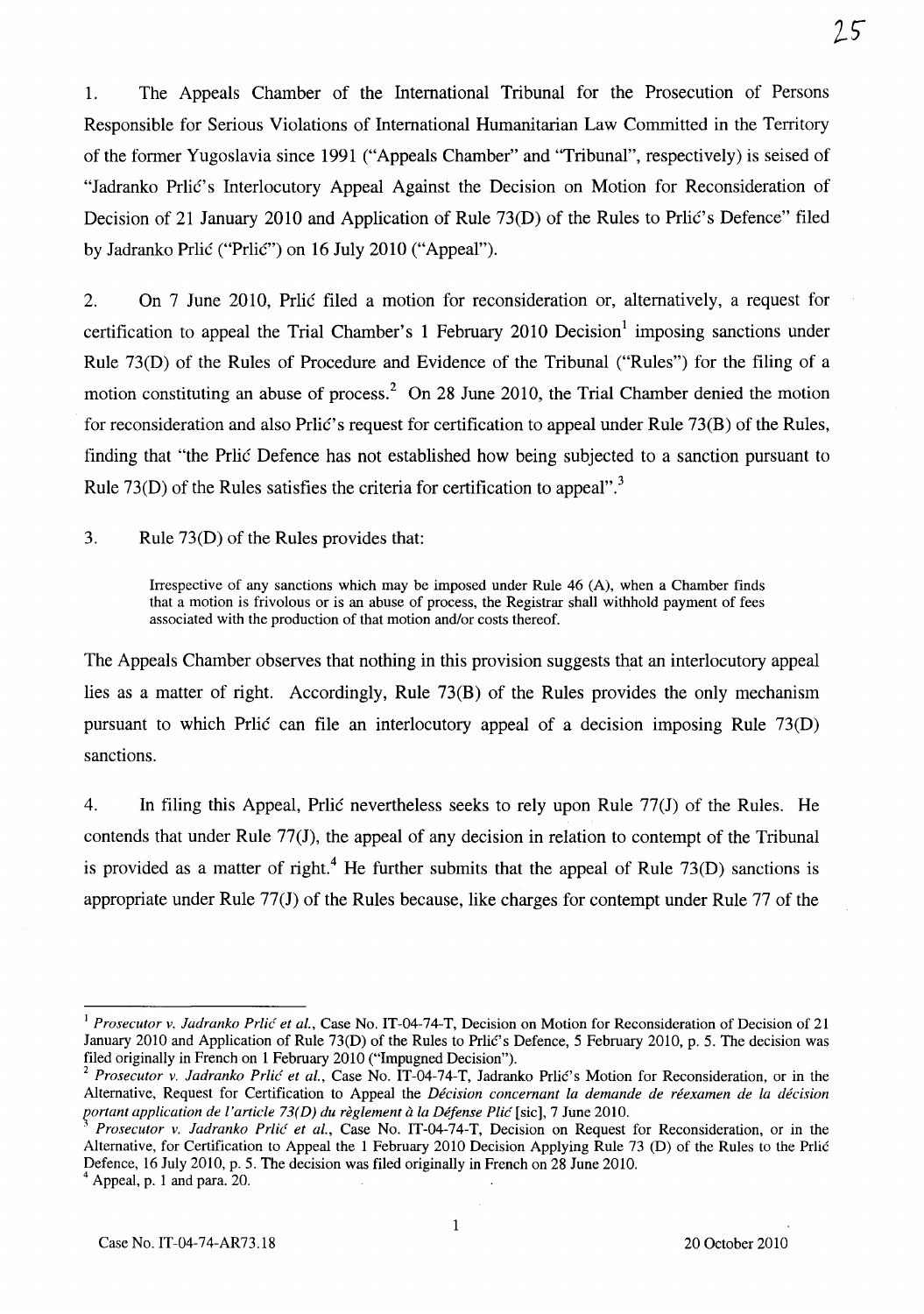1. The Appeals Chamber of the International Tribunal for the Prosecution of Persons Responsible for Serious Violations of International Humanitarian Law Committed in the Territory of the former Yugoslavia since 1991 ("Appeals Chamber" and "Tribunal", respectively) is seised of "Jadranko Prlić's Interlocutory Appeal Against the Decision on Motion for Reconsideration of Decision of 21 January 2010 and Application of Rule 73(D) of the Rules to Prlić's Defence" filed by Jadranko Prlić ("Prlić") on 16 July 2010 ("Appeal").

2. On 7 June 2010, Prlić filed a motion for reconsideration or, alternatively, a request for certification to appeal the Trial Chamber's 1 February 2010 Decision[1] imposing sanctions under Rule 73(D) of the Rules of Procedure and Evidence of the Tribunal ("Rules") for the filing of a motion constituting an abuse of process.[2] On 28 June 2010, the Trial Chamber denied the motion for reconsideration and also Prlić's request for certification to appeal under Rule 73(B) of the Rules, finding that "the Prlić Defence has not established how being subjected to a sanction pursuant to Rule 73(D) of the Rules satisfies the criteria for certification to appeal".[3]

3. Rule 73(D) of the Rules provides that:

> Irrespective of any sanctions which may be imposed under Rule 46 (A), when a Chamber finds that a motion is frivolous or is an abuse of process, the Registrar shall withhold payment of fees associated with the production of that motion and/or costs thereof.

The Appeals Chamber observes that nothing in this provision suggests that an interlocutory appeal lies as a matter of right. Accordingly, Rule 73(B) of the Rules provides the only mechanism pursuant to which Prlić can file an interlocutory appeal of a decision imposing Rule 73(D) sanctions.

4. In filing this Appeal, Prlić nevertheless seeks to rely upon Rule 77(J) of the Rules. He contends that under Rule 77(J), the appeal of any decision in relation to contempt of the Tribunal is provided as a matter of right.[4] He further submits that the appeal of Rule 73(D) sanctions is appropriate under Rule 77(J) of the Rules because, like charges for contempt under Rule 77 of the

---

[1] *Prosecutor v. Jadranko Prlić et al.*, Case No. IT-04-74-T, Decision on Motion for Reconsideration of Decision of 21 January 2010 and Application of Rule 73(D) of the Rules to Prlić's Defence, 5 February 2010, p. 5. The decision was filed originally in French on 1 February 2010 ("Impugned Decision").

[2] *Prosecutor v. Jadranko Prlić et al.*, Case No. IT-04-74-T, Jadranko Prlić's Motion for Reconsideration, or in the Alternative, Request for Certification to Appeal the *Décision concernant la demande de réexamen de la décision portant application de l'article 73(D) du règlement à la Défense Plić* [sic], 7 June 2010.

[3] *Prosecutor v. Jadranko Prlić et al.*, Case No. IT-04-74-T, Decision on Request for Reconsideration, or in the Alternative, for Certification to Appeal the 1 February 2010 Decision Applying Rule 73 (D) of the Rules to the Prlić Defence, 16 July 2010, p. 5. The decision was filed originally in French on 28 June 2010.

[4] Appeal, p. 1 and para. 20.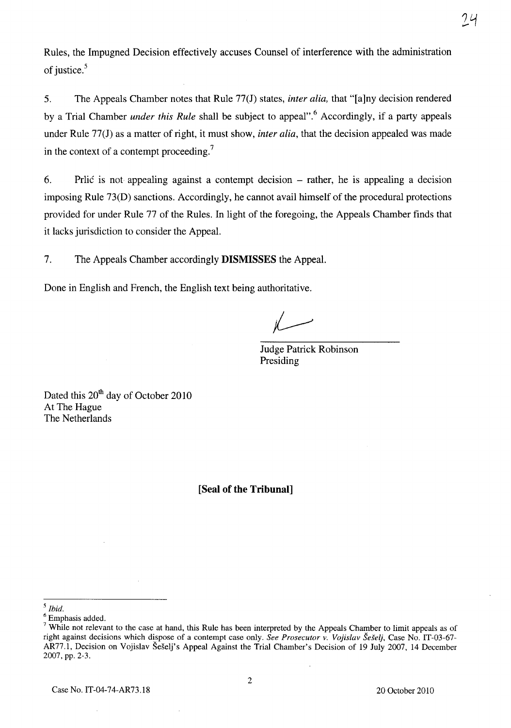Rules, the Impugned Decision effectively accuses Counsel of interference with the administration of justice.[5]

5. The Appeals Chamber notes that Rule 77(J) states, *inter alia,* that "[a]ny decision rendered by a Trial Chamber *under this Rule* shall be subject to appeal".[6] Accordingly, if a party appeals under Rule 77(J) as a matter of right, it must show, *inter alia*, that the decision appealed was made in the context of a contempt proceeding.[7]

6. Prlić is not appealing against a contempt decision – rather, he is appealing a decision imposing Rule 73(D) sanctions. Accordingly, he cannot avail himself of the procedural protections provided for under Rule 77 of the Rules. In light of the foregoing, the Appeals Chamber finds that it lacks jurisdiction to consider the Appeal.

7. The Appeals Chamber accordingly **DISMISSES** the Appeal.

Done in English and French, the English text being authoritative.

Judge Patrick Robinson
Presiding

Dated this 20th day of October 2010
At The Hague
The Netherlands

**[Seal of the Tribunal]**

---

[5] *Ibid.*

[6] Emphasis added.

[7] While not relevant to the case at hand, this Rule has been interpreted by the Appeals Chamber to limit appeals as of right against decisions which dispose of a contempt case only. *See Prosecutor v. Vojislav Šešelj*, Case No. IT-03-67-AR77.1, Decision on Vojislav Šešelj's Appeal Against the Trial Chamber's Decision of 19 July 2007, 14 December 2007, pp. 2-3.